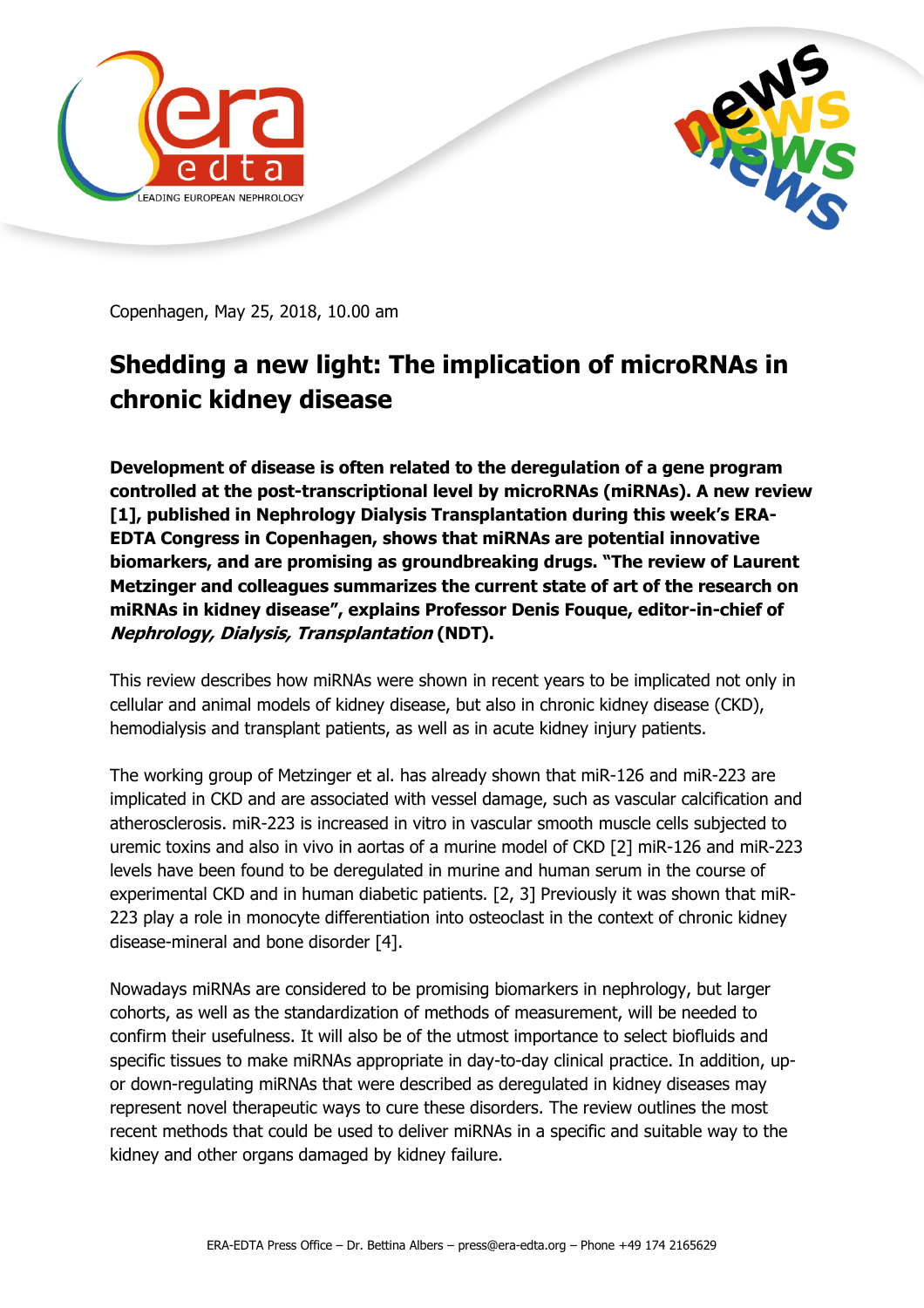Copenhagen, May 25, 2018, 10.00 am

# Shedding a new light: The implication of microRNAs in chronic kidney disease

**Development of disease is often related to the deregulation of a gene program controlled at the post-transcriptional level by microRNAs (miRNAs). A new review [1], published in Nephrology Dialysis Transplantation during this week's ERA-EDTA Congress in Copenhagen, shows that miRNAs are potential innovative biomarkers, and are promising as groundbreaking drugs. "The review of Laurent Metzinger and colleagues summarizes the current state of art of the research on miRNAs in kidney disease", explains Professor Denis Fouque, editor-in-chief of *Nephrology, Dialysis, Transplantation* (NDT).**

This review describes how miRNAs were shown in recent years to be implicated not only in cellular and animal models of kidney disease, but also in chronic kidney disease (CKD), hemodialysis and transplant patients, as well as in acute kidney injury patients.

The working group of Metzinger et al. has already shown that miR-126 and miR-223 are implicated in CKD and are associated with vessel damage, such as vascular calcification and atherosclerosis. miR-223 is increased in vitro in vascular smooth muscle cells subjected to uremic toxins and also in vivo in aortas of a murine model of CKD [2] miR-126 and miR-223 levels have been found to be deregulated in murine and human serum in the course of experimental CKD and in human diabetic patients. [2, 3] Previously it was shown that miR-223 play a role in monocyte differentiation into osteoclast in the context of chronic kidney disease-mineral and bone disorder [4].

Nowadays miRNAs are considered to be promising biomarkers in nephrology, but larger cohorts, as well as the standardization of methods of measurement, will be needed to confirm their usefulness. It will also be of the utmost importance to select biofluids and specific tissues to make miRNAs appropriate in day-to-day clinical practice. In addition, up- or down-regulating miRNAs that were described as deregulated in kidney diseases may represent novel therapeutic ways to cure these disorders. The review outlines the most recent methods that could be used to deliver miRNAs in a specific and suitable way to the kidney and other organs damaged by kidney failure.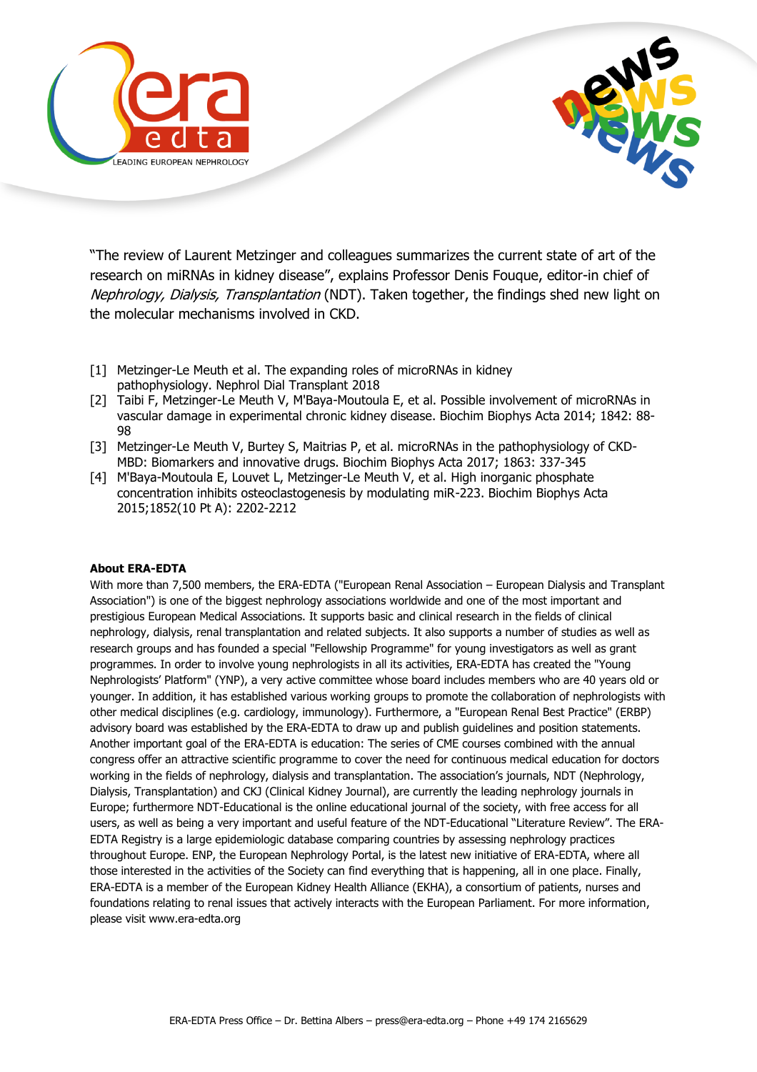"The review of Laurent Metzinger and colleagues summarizes the current state of art of the research on miRNAs in kidney disease", explains Professor Denis Fouque, editor-in chief of *Nephrology, Dialysis, Transplantation* (NDT). Taken together, the findings shed new light on the molecular mechanisms involved in CKD.

[1] Metzinger-Le Meuth et al. The expanding roles of microRNAs in kidney pathophysiology. Nephrol Dial Transplant 2018

[2] Taibi F, Metzinger-Le Meuth V, M'Baya-Moutoula E, et al. Possible involvement of microRNAs in vascular damage in experimental chronic kidney disease. Biochim Biophys Acta 2014; 1842: 88-98

[3] Metzinger-Le Meuth V, Burtey S, Maitrias P, et al. microRNAs in the pathophysiology of CKD-MBD: Biomarkers and innovative drugs. Biochim Biophys Acta 2017; 1863: 337-345

[4] M'Baya-Moutoula E, Louvet L, Metzinger-Le Meuth V, et al. High inorganic phosphate concentration inhibits osteoclastogenesis by modulating miR-223. Biochim Biophys Acta 2015;1852(10 Pt A): 2202-2212

**About ERA-EDTA**

With more than 7,500 members, the ERA-EDTA ("European Renal Association – European Dialysis and Transplant Association") is one of the biggest nephrology associations worldwide and one of the most important and prestigious European Medical Associations. It supports basic and clinical research in the fields of clinical nephrology, dialysis, renal transplantation and related subjects. It also supports a number of studies as well as research groups and has founded a special "Fellowship Programme" for young investigators as well as grant programmes. In order to involve young nephrologists in all its activities, ERA-EDTA has created the "Young Nephrologists' Platform" (YNP), a very active committee whose board includes members who are 40 years old or younger. In addition, it has established various working groups to promote the collaboration of nephrologists with other medical disciplines (e.g. cardiology, immunology). Furthermore, a "European Renal Best Practice" (ERBP) advisory board was established by the ERA-EDTA to draw up and publish guidelines and position statements. Another important goal of the ERA-EDTA is education: The series of CME courses combined with the annual congress offer an attractive scientific programme to cover the need for continuous medical education for doctors working in the fields of nephrology, dialysis and transplantation. The association's journals, NDT (Nephrology, Dialysis, Transplantation) and CKJ (Clinical Kidney Journal), are currently the leading nephrology journals in Europe; furthermore NDT-Educational is the online educational journal of the society, with free access for all users, as well as being a very important and useful feature of the NDT-Educational "Literature Review". The ERA-EDTA Registry is a large epidemiologic database comparing countries by assessing nephrology practices throughout Europe. ENP, the European Nephrology Portal, is the latest new initiative of ERA-EDTA, where all those interested in the activities of the Society can find everything that is happening, all in one place. Finally, ERA-EDTA is a member of the European Kidney Health Alliance (EKHA), a consortium of patients, nurses and foundations relating to renal issues that actively interacts with the European Parliament. For more information, please visit www.era-edta.org